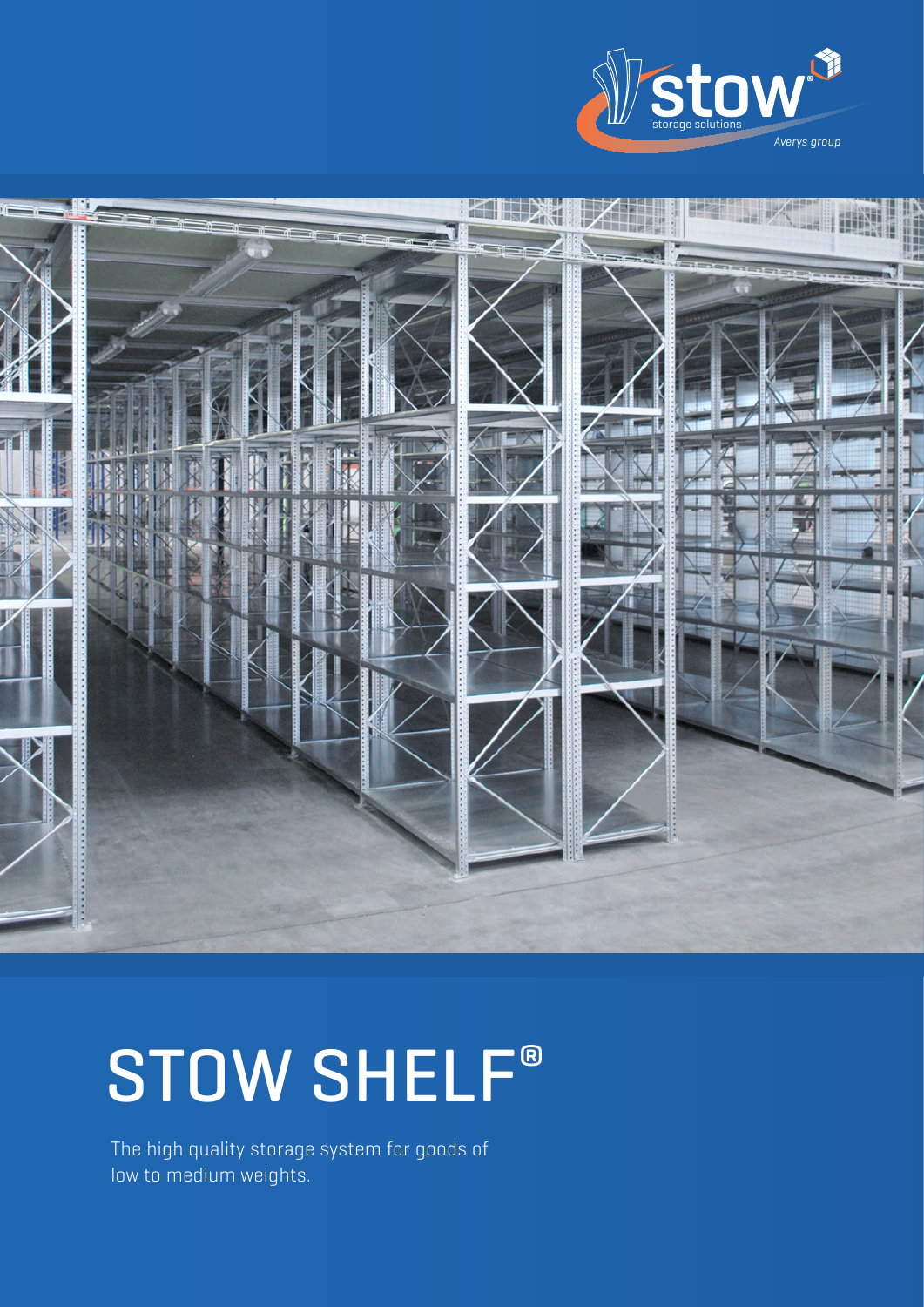stow storage solutions

Averys group

# STOW SHELF®

The high quality storage system for goods of low to medium weights.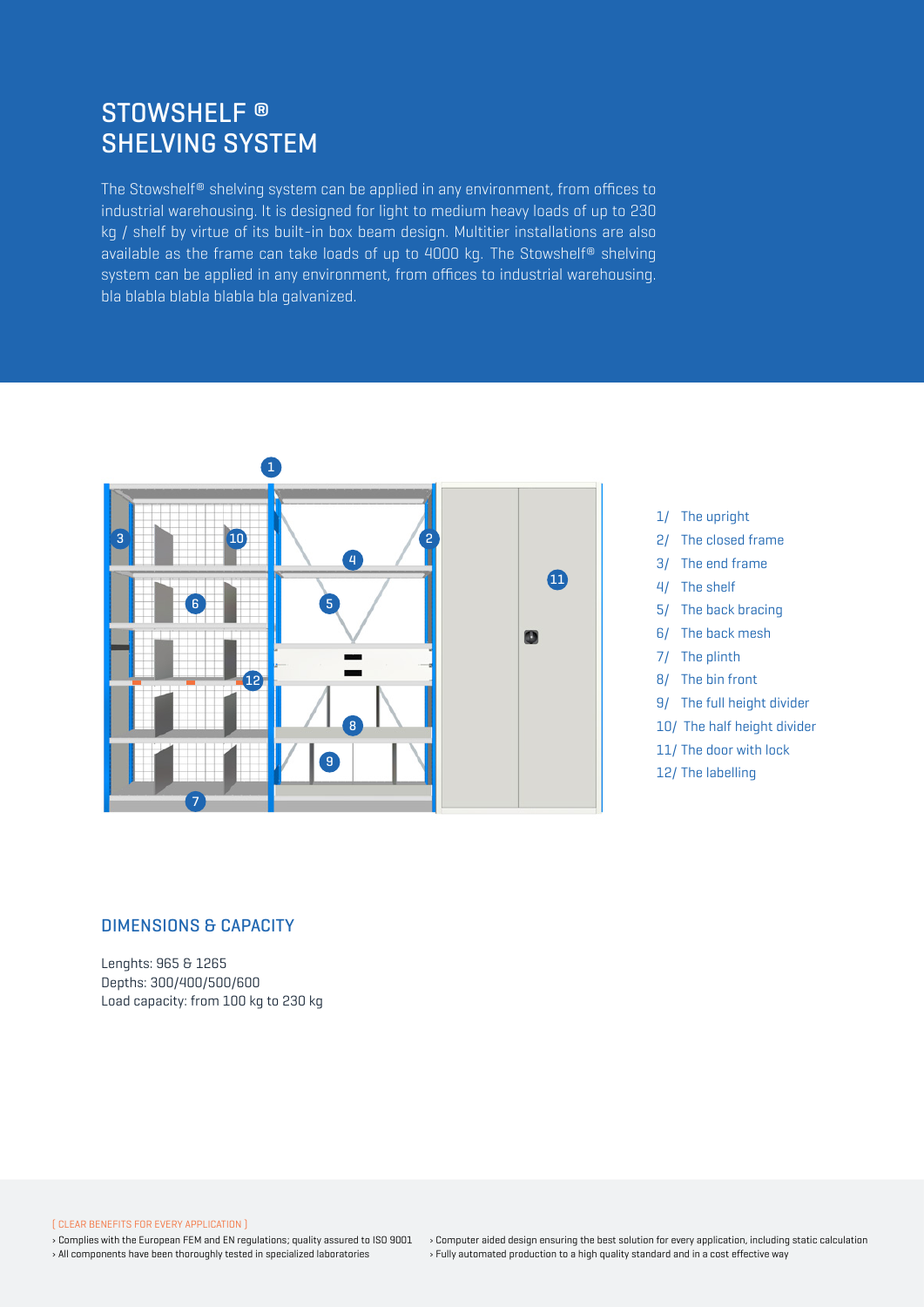# STOWSHELF ® SHELVING SYSTEM

The Stowshelf® shelving system can be applied in any environment, from offices to industrial warehousing. It is designed for light to medium heavy loads of up to 230 kg / shelf by virtue of its built-in box beam design. Multitier installations are also available as the frame can take loads of up to 4000 kg. The Stowshelf® shelving system can be applied in any environment, from offices to industrial warehousing. bla blabla blabla blabla bla galvanized.

1/ The upright
2/ The closed frame
3/ The end frame
4/ The shelf
5/ The back bracing
6/ The back mesh
7/ The plinth
8/ The bin front
9/ The full height divider
10/ The half height divider
11/ The door with lock
12/ The labelling

## DIMENSIONS & CAPACITY

Lenghts: 965 & 1265
Depths: 300/400/500/600
Load capacity: from 100 kg to 230 kg

[ CLEAR BENEFITS FOR EVERY APPLICATION ]

- › Complies with the European FEM and EN regulations; quality assured to ISO 9001
- › All components have been thoroughly tested in specialized laboratories
- › Computer aided design ensuring the best solution for every application, including static calculation
- › Fully automated production to a high quality standard and in a cost effective way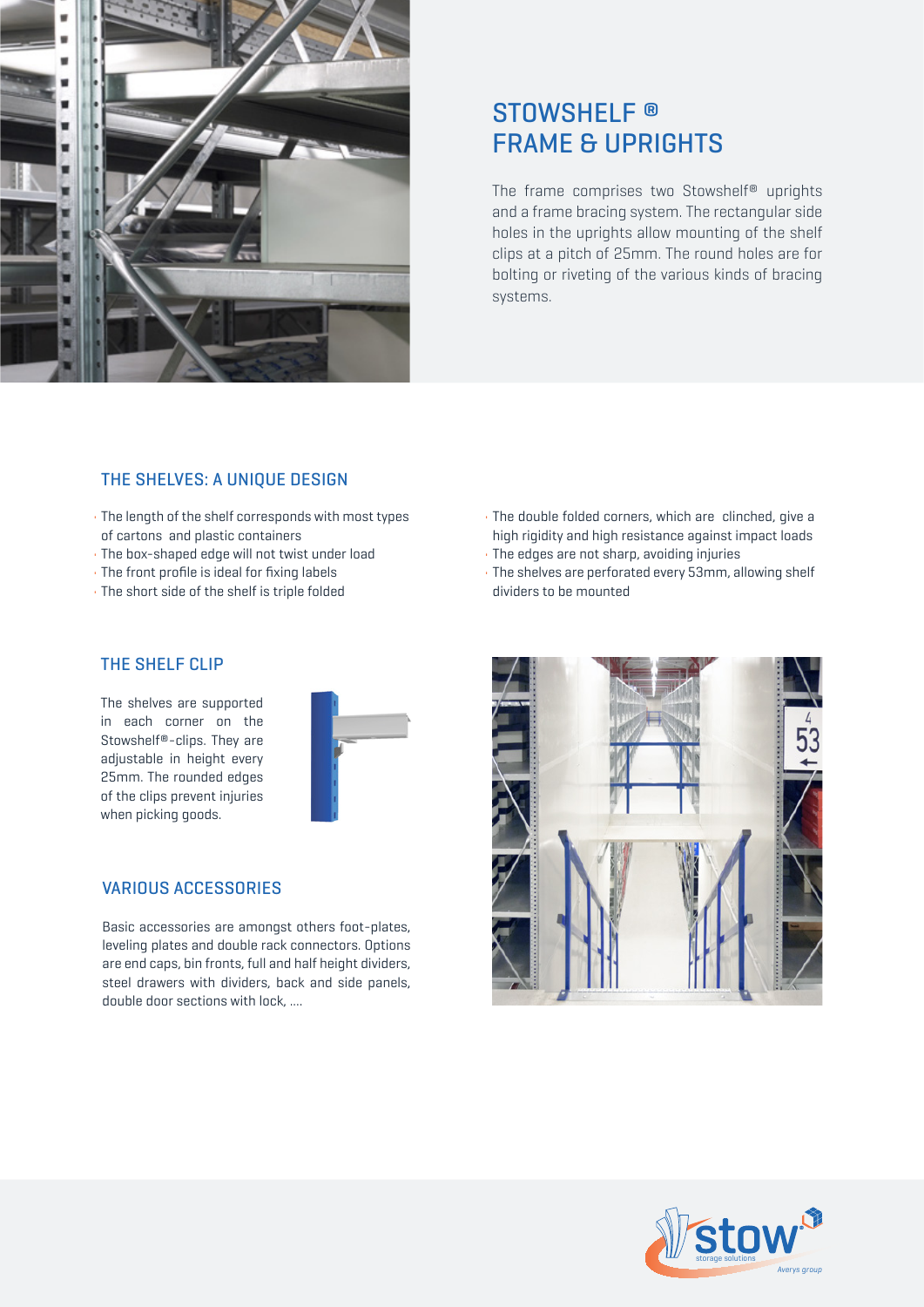# STOWSHELF ®
# FRAME & UPRIGHTS

The frame comprises two Stowshelf® uprights and a frame bracing system. The rectangular side holes in the uprights allow mounting of the shelf clips at a pitch of 25mm. The round holes are for bolting or riveting of the various kinds of bracing systems.

## THE SHELVES: A UNIQUE DESIGN

- The length of the shelf corresponds with most types of cartons and plastic containers
- The box-shaped edge will not twist under load
- The front profile is ideal for fixing labels
- The short side of the shelf is triple folded
- The double folded corners, which are clinched, give a high rigidity and high resistance against impact loads
- The edges are not sharp, avoiding injuries
- The shelves are perforated every 53mm, allowing shelf dividers to be mounted

## THE SHELF CLIP

The shelves are supported in each corner on the Stowshelf®-clips. They are adjustable in height every 25mm. The rounded edges of the clips prevent injuries when picking goods.

## VARIOUS ACCESSORIES

Basic accessories are amongst others foot-plates, leveling plates and double rack connectors. Options are end caps, bin fronts, full and half height dividers, steel drawers with dividers, back and side panels, double door sections with lock, ....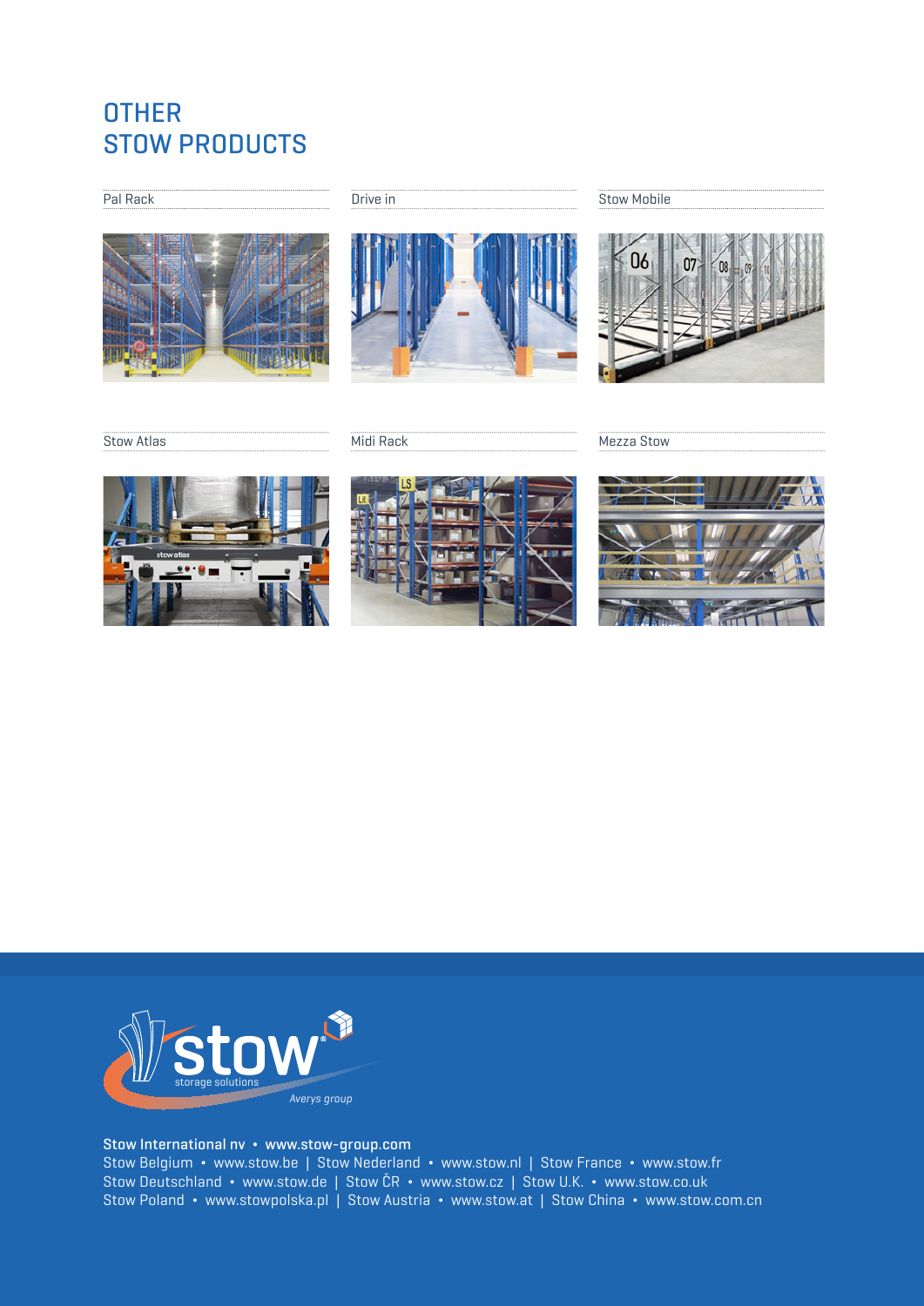# OTHER STOW PRODUCTS

Pal Rack

Drive in

Stow Mobile

Stow Atlas

Midi Rack

Mezza Stow

**Stow International nv • www.stow-group.com**

Stow Belgium • www.stow.be | Stow Nederland • www.stow.nl | Stow France • www.stow.fr

Stow Deutschland • www.stow.de | Stow ČR • www.stow.cz | Stow U.K. • www.stow.co.uk

Stow Poland • www.stowpolska.pl | Stow Austria • www.stow.at | Stow China • www.stow.com.cn